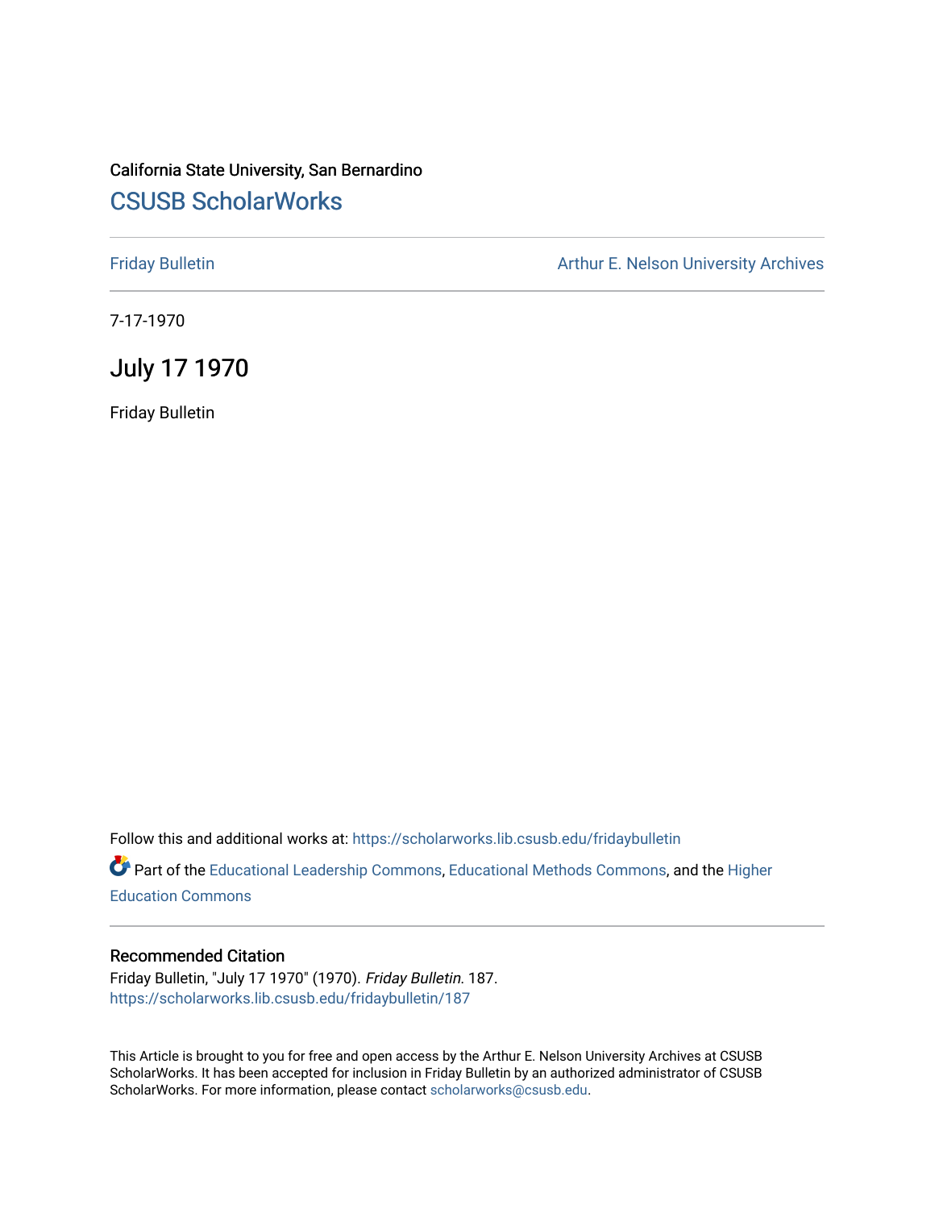California State University, San Bernardino

## CSUSB ScholarWorks

Friday Bulletin

Arthur E. Nelson University Archives

7-17-1970

# July 17 1970

Friday Bulletin

Follow this and additional works at: https://scholarworks.lib.csusb.edu/fridaybulletin

Part of the Educational Leadership Commons, Educational Methods Commons, and the Higher Education Commons

### Recommended Citation

Friday Bulletin, "July 17 1970" (1970). *Friday Bulletin*. 187.
https://scholarworks.lib.csusb.edu/fridaybulletin/187

This Article is brought to you for free and open access by the Arthur E. Nelson University Archives at CSUSB ScholarWorks. It has been accepted for inclusion in Friday Bulletin by an authorized administrator of CSUSB ScholarWorks. For more information, please contact scholarworks@csusb.edu.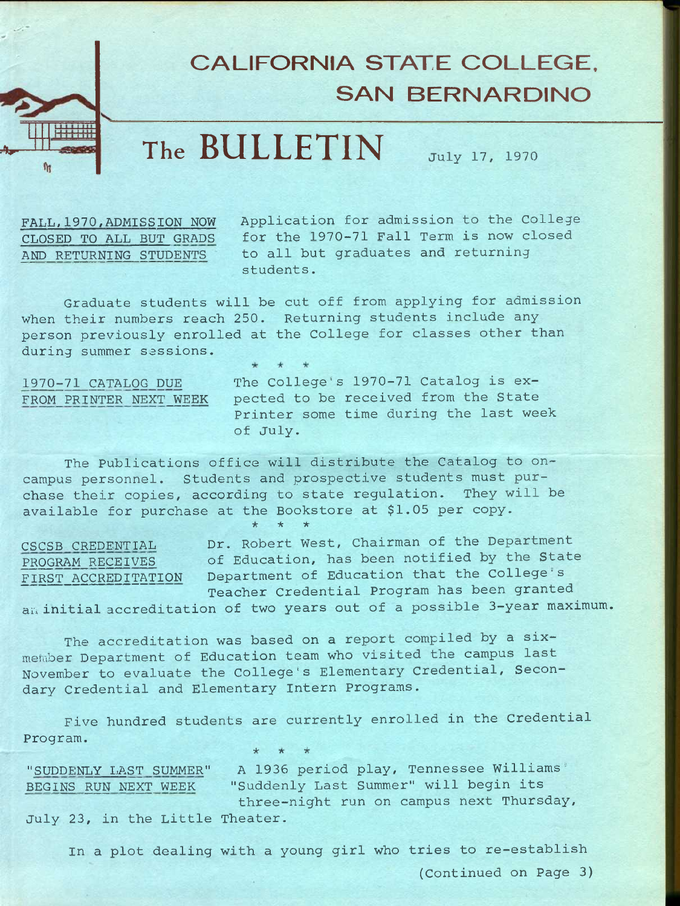# CALIFORNIA STATE COLLEGE, SAN BERNARDINO

## The BULLETIN

July 17, 1970

**FALL, 1970, ADMISSION NOW CLOSED TO ALL BUT GRADS AND RETURNING STUDENTS**

Application for admission to the College for the 1970-71 Fall Term is now closed to all but graduates and returning students.

Graduate students will be cut off from applying for admission when their numbers reach 250. Returning students include any person previously enrolled at the College for classes other than during summer sessions.

\* \* \*

**1970-71 CATALOG DUE FROM PRINTER NEXT WEEK**

The College's 1970-71 Catalog is expected to be received from the State Printer some time during the last week of July.

The Publications office will distribute the Catalog to on-campus personnel. Students and prospective students must purchase their copies, according to state regulation. They will be available for purchase at the Bookstore at $1.05 per copy.

\* \* \*

**CSCSB CREDENTIAL PROGRAM RECEIVES FIRST ACCREDITATION**

Dr. Robert West, Chairman of the Department of Education, has been notified by the State Department of Education that the College's Teacher Credential Program has been granted an initial accreditation of two years out of a possible 3-year maximum.

The accreditation was based on a report compiled by a six-member Department of Education team who visited the campus last November to evaluate the College's Elementary Credential, Secondary Credential and Elementary Intern Programs.

Five hundred students are currently enrolled in the Credential Program.

\* \* \*

**"SUDDENLY LAST SUMMER" BEGINS RUN NEXT WEEK**

A 1936 period play, Tennessee Williams' "Suddenly Last Summer" will begin its three-night run on campus next Thursday, July 23, in the Little Theater.

In a plot dealing with a young girl who tries to re-establish

(Continued on Page 3)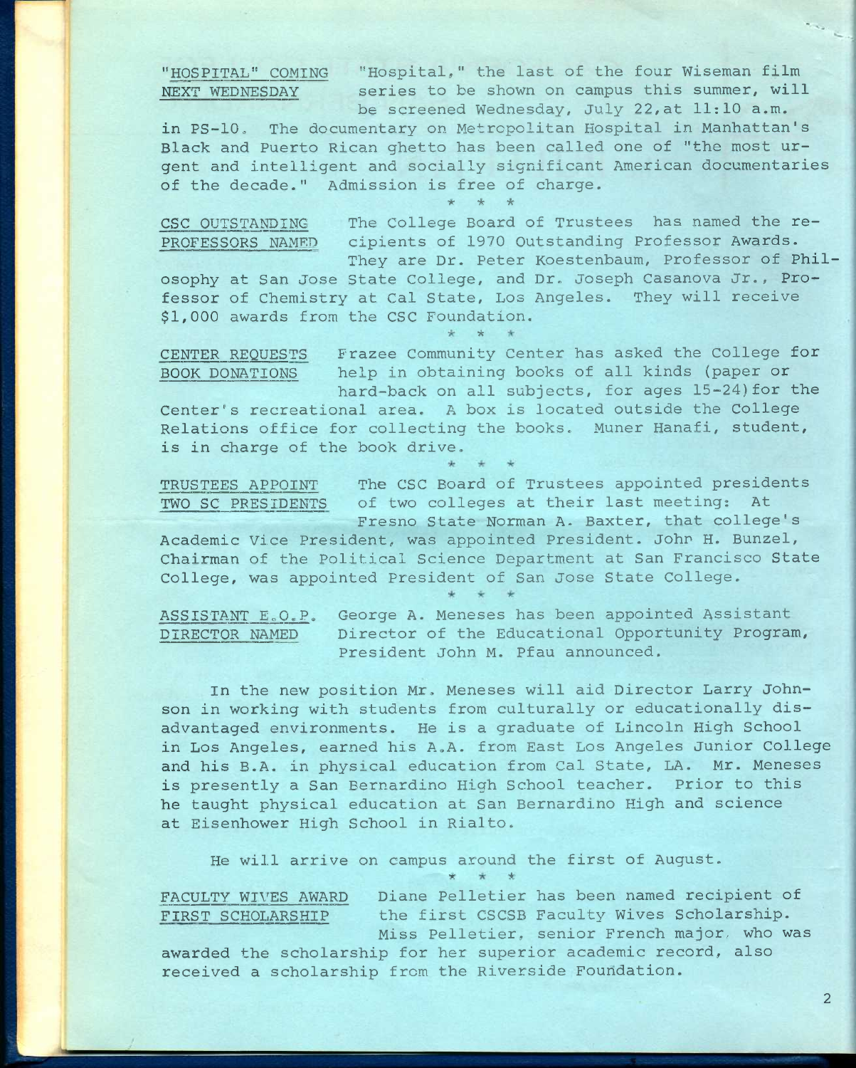**"HOSPITAL" COMING NEXT WEDNESDAY** "Hospital," the last of the four Wiseman film series to be shown on campus this summer, will be screened Wednesday, July 22, at 11:10 a.m. in PS-10. The documentary on Metropolitan Hospital in Manhattan's Black and Puerto Rican ghetto has been called one of "the most urgent and intelligent and socially significant American documentaries of the decade." Admission is free of charge.

\* \* \*

**CSC OUTSTANDING PROFESSORS NAMED** The College Board of Trustees has named the recipients of 1970 Outstanding Professor Awards. They are Dr. Peter Koestenbaum, Professor of Philosophy at San Jose State College, and Dr. Joseph Casanova Jr., Professor of Chemistry at Cal State, Los Angeles. They will receive $1,000 awards from the CSC Foundation.

\* \* \*

**CENTER REQUESTS BOOK DONATIONS** Frazee Community Center has asked the College for help in obtaining books of all kinds (paper or hard-back on all subjects, for ages 15-24) for the Center's recreational area. A box is located outside the College Relations office for collecting the books. Muner Hanafi, student, is in charge of the book drive.

\* \* \*

**TRUSTEES APPOINT TWO SC PRESIDENTS** The CSC Board of Trustees appointed presidents of two colleges at their last meeting: At Fresno State Norman A. Baxter, that college's Academic Vice President, was appointed President. John H. Bunzel, Chairman of the Political Science Department at San Francisco State College, was appointed President of San Jose State College.

\* \* \*

**ASSISTANT E.O.P. DIRECTOR NAMED** George A. Meneses has been appointed Assistant Director of the Educational Opportunity Program, President John M. Pfau announced.

In the new position Mr. Meneses will aid Director Larry Johnson in working with students from culturally or educationally disadvantaged environments. He is a graduate of Lincoln High School in Los Angeles, earned his A.A. from East Los Angeles Junior College and his B.A. in physical education from Cal State, LA. Mr. Meneses is presently a San Bernardino High School teacher. Prior to this he taught physical education at San Bernardino High and science at Eisenhower High School in Rialto.

He will arrive on campus around the first of August.

\* \* \*

**FACULTY WIVES AWARD FIRST SCHOLARSHIP** Diane Pelletier has been named recipient of the first CSCSB Faculty Wives Scholarship. Miss Pelletier, senior French major, who was awarded the scholarship for her superior academic record, also received a scholarship from the Riverside Foundation.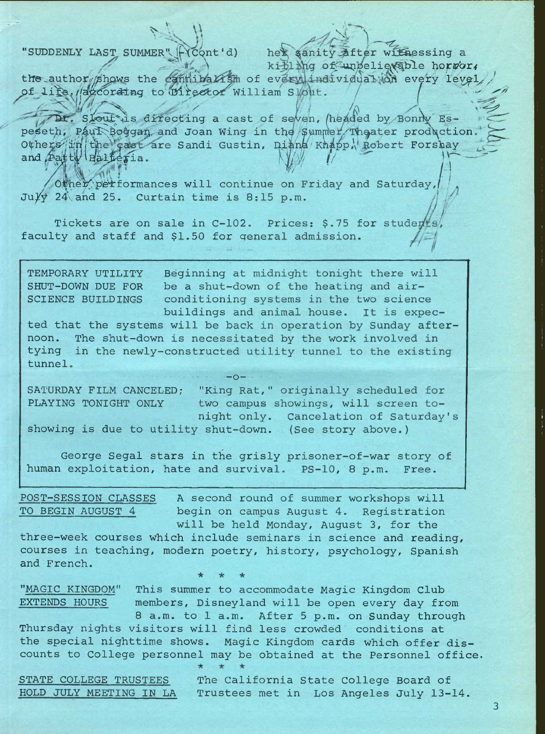"SUDDENLY LAST SUMMER" (Cont'd) her sanity after witnessing a killing of unbelievable horror, the author shows the cannibalism of every individual on every level of life, according to Director William Slout.

Dr. Slout is directing a cast of seven, headed by Bonny Espeseth, Paul Boggan and Joan Wing in the Summer Theater production. Others in the cast are Sandi Gustin, Diana Knapp, Robert Forshay and Patty Balteria.

Other performances will continue on Friday and Saturday, July 24 and 25. Curtain time is 8:15 p.m.

Tickets are on sale in C-102. Prices: $.75 for students, faculty and staff and $1.50 for general admission.

---

TEMPORARY UTILITY SHUT-DOWN DUE FOR SCIENCE BUILDINGS Beginning at midnight tonight there will be a shut-down of the heating and air-conditioning systems in the two science buildings and animal house. It is expected that the systems will be back in operation by Sunday afternoon. The shut-down is necessitated by the work involved in tying in the newly-constructed utility tunnel to the existing tunnel.

-o-

SATURDAY FILM CANCELED; PLAYING TONIGHT ONLY "King Rat," originally scheduled for two campus showings, will screen tonight only. Cancelation of Saturday's showing is due to utility shut-down. (See story above.)

George Segal stars in the grisly prisoner-of-war story of human exploitation, hate and survival. PS-10, 8 p.m. Free.

---

<u>POST-SESSION CLASSES TO BEGIN AUGUST 4</u> A second round of summer workshops will begin on campus August 4. Registration will be held Monday, August 3, for the three-week courses which include seminars in science and reading, courses in teaching, modern poetry, history, psychology, Spanish and French.

* * *

<u>"MAGIC KINGDOM" EXTENDS HOURS</u> This summer to accommodate Magic Kingdom Club members, Disneyland will be open every day from 8 a.m. to 1 a.m. After 5 p.m. on Sunday through Thursday nights visitors will find less crowded conditions at the special nighttime shows. Magic Kingdom cards which offer discounts to College personnel may be obtained at the Personnel office.

* * *

<u>STATE COLLEGE TRUSTEES HOLD JULY MEETING IN LA</u> The California State College Board of Trustees met in Los Angeles July 13-14.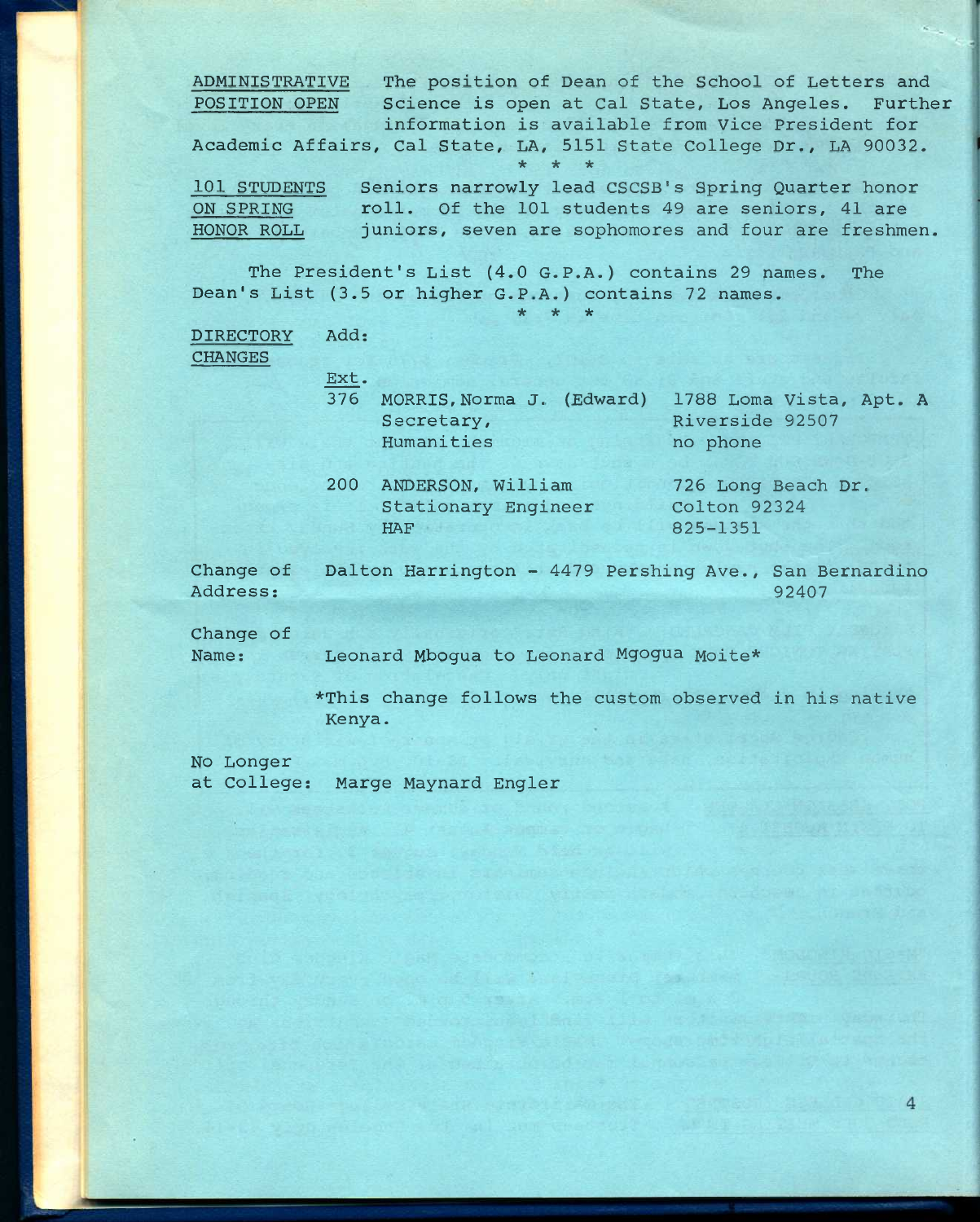**ADMINISTRATIVE POSITION OPEN**

The position of Dean of the School of Letters and Science is open at Cal State, Los Angeles. Further information is available from Vice President for Academic Affairs, Cal State, LA, 5151 State College Dr., LA 90032.

\* \* \*

**101 STUDENTS ON SPRING HONOR ROLL**

Seniors narrowly lead CSCSB's Spring Quarter honor roll. Of the 101 students 49 are seniors, 41 are juniors, seven are sophomores and four are freshmen.

The President's List (4.0 G.P.A.) contains 29 names. The Dean's List (3.5 or higher G.P.A.) contains 72 names.

\* \* \*

**DIRECTORY CHANGES**

Add:

| Ext. | | |
|---|---|---|
| 376 | MORRIS, Norma J. (Edward)<br>Secretary,<br>Humanities | 1788 Loma Vista, Apt. A<br>Riverside 92507<br>no phone |
| 200 | ANDERSON, William<br>Stationary Engineer<br>HAF | 726 Long Beach Dr.<br>Colton 92324<br>825-1351 |

Change of Address: Dalton Harrington - 4479 Pershing Ave., San Bernardino 92407

Change of Name: Leonard Mbogua to Leonard Mgogua Moite*

*This change follows the custom observed in his native Kenya.

No Longer at College: Marge Maynard Engler